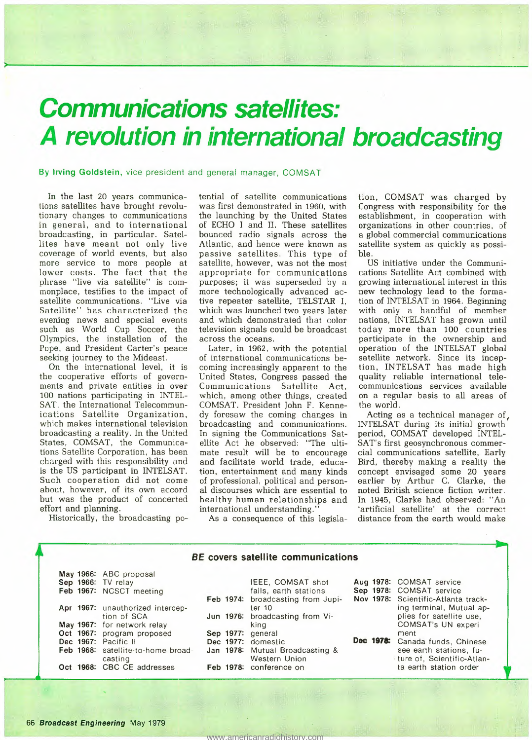# Communications satellites: A revolution in international broadcasting

**By Irving Goldstein**, vice president and general manager, COMSAT

In the last 20 years communications satellites have brought revolutionary changes to communications in general, and to international broadcasting, in particular. Satellites have meant not only live coverage of world events, but also more service to more people at lower costs. The fact that the phrase "live via satellite" is commonplace, testifies to the impact of satellite communications. "Live via Satellite" has characterized the evening news and special events such as World Cup Soccer, the Olympics, the installation of the Pope, and President Carter's peace seeking journey to the Mideast.

On the international level, it is the cooperative efforts of governments and private entities in over 100 nations participating in INTELSAT, the International Telecommunications Satellite Organization, which makes international television broadcasting a reality. In the United States, COMSAT, the Communications Satellite Corporation, has been charged with this responsibility and is the US participant in INTELSAT. Such cooperation did not come about, however, of its own accord but was the product of concerted effort and planning.

Historically, the broadcasting potential of satellite communications was first demonstrated in 1960, with the launching by the United States of ECHO I and II. These satellites bounced radio signals across the Atlantic, and hence were known as passive satellites. This type of satellite, however, was not the most appropriate for communications purposes; it was superseded by a more technologically advanced active repeater satellite, TELSTAR I, which was launched two years later and which demonstrated that color television signals could be broadcast across the oceans.

Later, in 1962, with the potential of international communications becoming increasingly apparent to the United States, Congress passed the Communications Satellite Act, which, among other things, created COMSAT. President John F. Kennedy foresaw the coming changes in broadcasting and communications. In signing the Communications Satellite Act he observed: "The ultimate result will be to encourage and facilitate world trade, education, entertainment and many kinds of professional, political and personal discourses which are essential to healthy human relationships and international understanding."

As a consequence of this legislation, COMSAT was charged by Congress with responsibility for the establishment, in cooperation with organizations in other countries, of a global commercial communications satellite system as quickly as possible.

US initiative under the Communications Satellite Act combined with growing international interest in this new technology lead to the formation of INTELSAT in 1964. Beginning with only a handful of member nations, INTELSAT has grown until today more than 100 countries participate in the ownership and operation of the INTELSAT global satellite network. Since its inception, INTELSAT has made high quality reliable international telecommunications services available on a regular basis to all areas of the world.

Acting as a technical manager of INTELSAT during its initial growth period, COMSAT developed INTELSAT's first geosynchronous commercial communications satellite, Early Bird, thereby making a reality the concept envisaged some 20 years earlier by Arthur C. Clarke, the noted British science fiction writer. In 1945, Clarke had observed: "An 'artificial satellite' at the correct distance from the earth would make

## *BE* covers satellite communications

**May 1966:** ABC proposal
**Sep 1966:** TV relay
**Feb 1967:** NCSCT meeting
**Apr 1967:** unauthorized interception of SCA
**May 1967:** for network relay
**Oct 1967:** program proposed
**Dec 1967:** Pacific II
**Feb 1968:** satellite-to-home broadcasting
**Oct 1968:** CBC CE addresses IEEE, COMSAT shot fails, earth stations
**Feb 1974:** broadcasting from Jupiter 10
**Jun 1976:** broadcasting from Viking
**Sep 1977:** general
**Dec 1977:** domestic
**Jan 1978:** Mutual Broadcasting & Western Union
**Feb 1978:** conference on COMSAT service
**Aug 1978:** COMSAT service
**Sep 1978:** COMSAT service
**Nov 1978:** Scientific-Atlanta tracking terminal, Mutual applies for satellite use, COMSAT's UN experiment
**Dec 1978:** Canada funds, Chinese see earth stations, future of, Scientific-Atlanta earth station order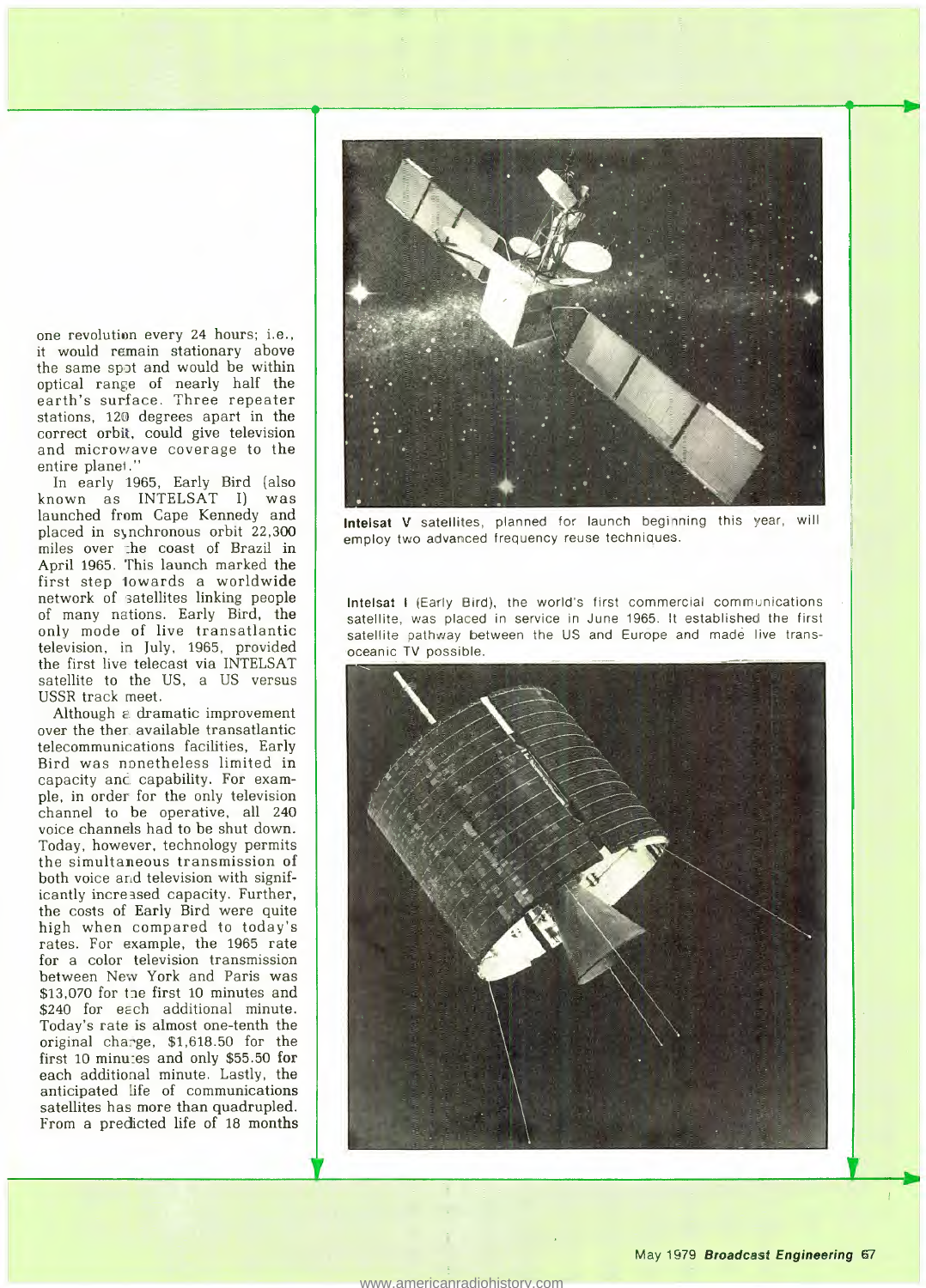one revolution every 24 hours; i.e., it would remain stationary above the same spot and would be within optical range of nearly half the earth's surface. Three repeater stations, 120 degrees apart in the correct orbit, could give television and microwave coverage to the entire planet."

In early 1965, Early Bird (also known as INTELSAT I) was launched from Cape Kennedy and placed in synchronous orbit 22,300 miles over the coast of Brazil in April 1965. This launch marked the first step towards a worldwide network of satellites linking people of many nations. Early Bird, the only mode of live transatlantic television, in July, 1965, provided the first live telecast via INTELSAT satellite to the US, a US versus USSR track meet.

Although a dramatic improvement over the then available transatlantic telecommunications facilities, Early Bird was nonetheless limited in capacity and capability. For example, in order for the only television channel to be operative, all 240 voice channels had to be shut down. Today, however, technology permits the simultaneous transmission of both voice and television with significantly increased capacity. Further, the costs of Early Bird were quite high when compared to today's rates. For example, the 1965 rate for a color television transmission between New York and Paris was $13,070 for the first 10 minutes and $240 for each additional minute. Today's rate is almost one-tenth the original charge, $1,618.50 for the first 10 minutes and only $55.50 for each additional minute. Lastly, the anticipated life of communications satellites has more than quadrupled. From a predicted life of 18 months

**Intelsat V** satellites, planned for launch beginning this year, will employ two advanced frequency reuse techniques.

**Intelsat I** (Early Bird), the world's first commercial communications satellite, was placed in service in June 1965. It established the first satellite pathway between the US and Europe and made live transoceanic TV possible.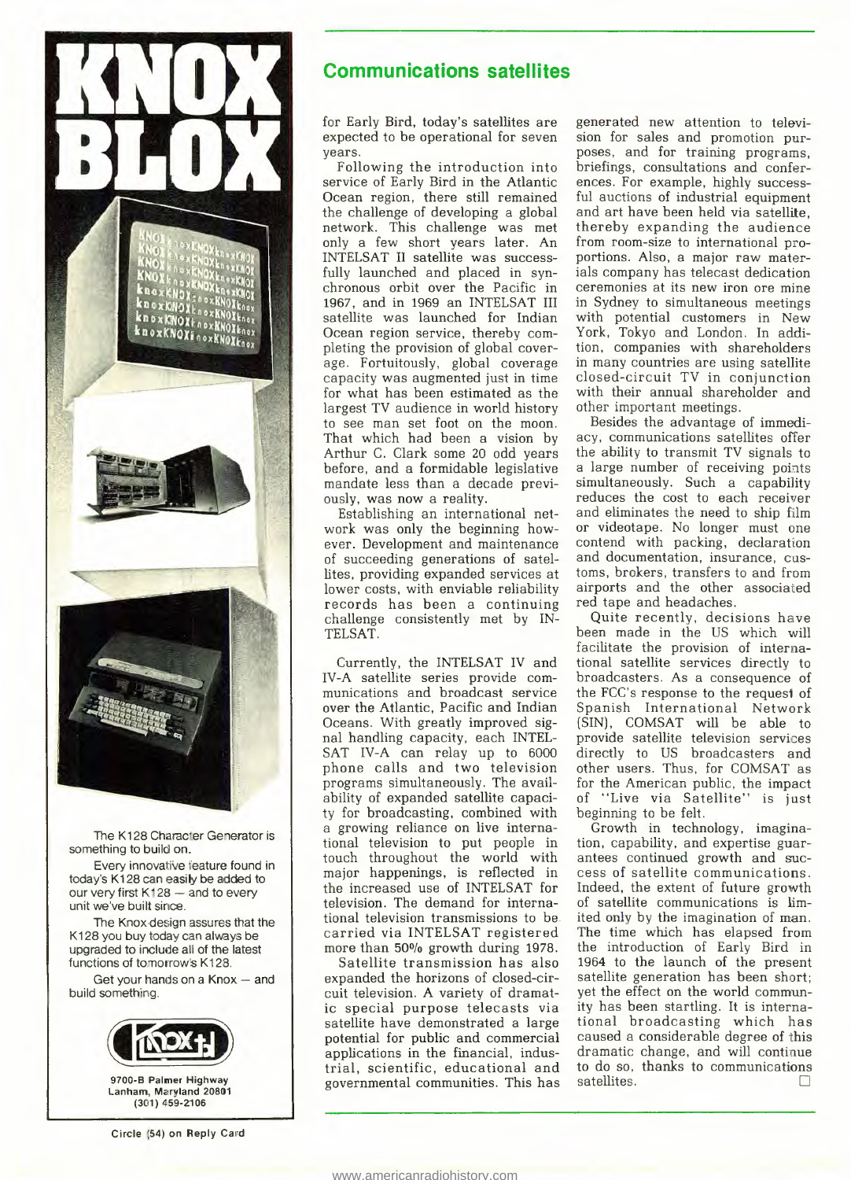# KNOX BLOX

The K128 Character Generator is something to build on.

Every innovative feature found in today's K128 can easily be added to our very first K128 — and to every unit we've built since.

The Knox design assures that the K128 you buy today can always be upgraded to include all of the latest functions of tomorrow's K128.

Get your hands on a Knox — and build something.

9700-B Palmer Highway
Lanham, Maryland 20801
(301) 459-2106

Circle (54) on Reply Card

## Communications satellites

for Early Bird, today's satellites are expected to be operational for seven years.

Following the introduction into service of Early Bird in the Atlantic Ocean region, there still remained the challenge of developing a global network. This challenge was met only a few short years later. An INTELSAT II satellite was successfully launched and placed in synchronous orbit over the Pacific in 1967, and in 1969 an INTELSAT III satellite was launched for Indian Ocean region service, thereby completing the provision of global coverage. Fortuitously, global coverage capacity was augmented just in time for what has been estimated as the largest TV audience in world history to see man set foot on the moon. That which had been a vision by Arthur C. Clark some 20 odd years before, and a formidable legislative mandate less than a decade previously, was now a reality.

Establishing an international network was only the beginning however. Development and maintenance of succeeding generations of satellites, providing expanded services at lower costs, with enviable reliability records has been a continuing challenge consistently met by INTELSAT.

Currently, the INTELSAT IV and IV-A satellite series provide communications and broadcast service over the Atlantic, Pacific and Indian Oceans. With greatly improved signal handling capacity, each INTELSAT IV-A can relay up to 6000 phone calls and two television programs simultaneously. The availability of expanded satellite capacity for broadcasting, combined with a growing reliance on live international television to put people in touch throughout the world with major happenings, is reflected in the increased use of INTELSAT for television. The demand for international television transmissions to be carried via INTELSAT registered more than 50% growth during 1978.

Satellite transmission has also expanded the horizons of closed-circuit television. A variety of dramatic special purpose telecasts via satellite have demonstrated a large potential for public and commercial applications in the financial, industrial, scientific, educational and governmental communities. This has generated new attention to television for sales and promotion purposes, and for training programs, briefings, consultations and conferences. For example, highly successful auctions of industrial equipment and art have been held via satellite, thereby expanding the audience from room-size to international proportions. Also, a major raw materials company has telecast dedication ceremonies at its new iron ore mine in Sydney to simultaneous meetings with potential customers in New York, Tokyo and London. In addition, companies with shareholders in many countries are using satellite closed-circuit TV in conjunction with their annual shareholder and other important meetings.

Besides the advantage of immediacy, communications satellites offer the ability to transmit TV signals to a large number of receiving points simultaneously. Such a capability reduces the cost to each receiver and eliminates the need to ship film or videotape. No longer must one contend with packing, declaration and documentation, insurance, customs, brokers, transfers to and from airports and the other associated red tape and headaches.

Quite recently, decisions have been made in the US which will facilitate the provision of international satellite services directly to broadcasters. As a consequence of the FCC's response to the request of the Spanish International Network (SIN), COMSAT will be able to provide satellite television services directly to US broadcasters and other users. Thus, for COMSAT as for the American public, the impact of "Live via Satellite" is just beginning to be felt.

Growth in technology, imagination, capability, and expertise guarantees continued growth and success of satellite communications. Indeed, the extent of future growth of satellite communications is limited only by the imagination of man. The time which has elapsed from the introduction of Early Bird in 1964 to the launch of the present satellite generation has been short; yet the effect on the world community has been startling. It is international broadcasting which has caused a considerable degree of this dramatic change, and will continue to do so, thanks to communications satellites. □